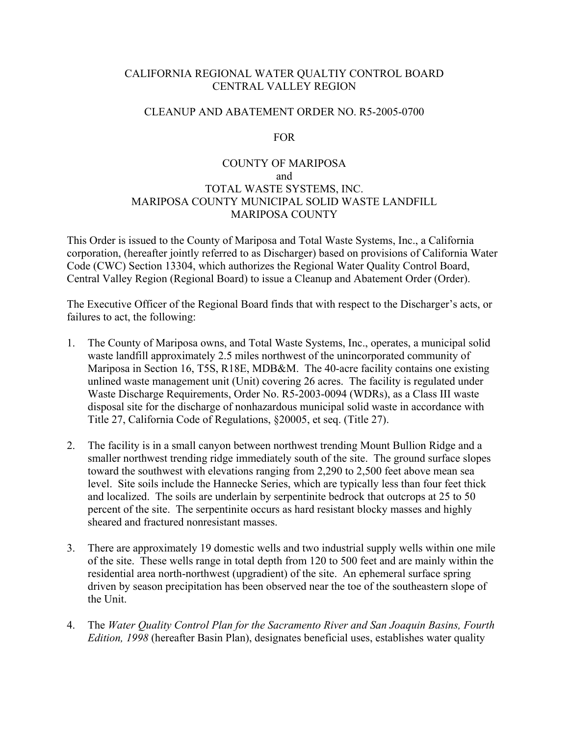CALIFORNIA REGIONAL WATER QUALTIY CONTROL BOARD
CENTRAL VALLEY REGION

CLEANUP AND ABATEMENT ORDER NO. R5-2005-0700

FOR

COUNTY OF MARIPOSA
and
TOTAL WASTE SYSTEMS, INC.
MARIPOSA COUNTY MUNICIPAL SOLID WASTE LANDFILL
MARIPOSA COUNTY

This Order is issued to the County of Mariposa and Total Waste Systems, Inc., a California corporation, (hereafter jointly referred to as Discharger) based on provisions of California Water Code (CWC) Section 13304, which authorizes the Regional Water Quality Control Board, Central Valley Region (Regional Board) to issue a Cleanup and Abatement Order (Order).

The Executive Officer of the Regional Board finds that with respect to the Discharger's acts, or failures to act, the following:

1. The County of Mariposa owns, and Total Waste Systems, Inc., operates, a municipal solid waste landfill approximately 2.5 miles northwest of the unincorporated community of Mariposa in Section 16, T5S, R18E, MDB&M. The 40-acre facility contains one existing unlined waste management unit (Unit) covering 26 acres. The facility is regulated under Waste Discharge Requirements, Order No. R5-2003-0094 (WDRs), as a Class III waste disposal site for the discharge of nonhazardous municipal solid waste in accordance with Title 27, California Code of Regulations, §20005, et seq. (Title 27).

2. The facility is in a small canyon between northwest trending Mount Bullion Ridge and a smaller northwest trending ridge immediately south of the site. The ground surface slopes toward the southwest with elevations ranging from 2,290 to 2,500 feet above mean sea level. Site soils include the Hannecke Series, which are typically less than four feet thick and localized. The soils are underlain by serpentinite bedrock that outcrops at 25 to 50 percent of the site. The serpentinite occurs as hard resistant blocky masses and highly sheared and fractured nonresistant masses.

3. There are approximately 19 domestic wells and two industrial supply wells within one mile of the site. These wells range in total depth from 120 to 500 feet and are mainly within the residential area north-northwest (upgradient) of the site. An ephemeral surface spring driven by season precipitation has been observed near the toe of the southeastern slope of the Unit.

4. The *Water Quality Control Plan for the Sacramento River and San Joaquin Basins, Fourth Edition, 1998* (hereafter Basin Plan), designates beneficial uses, establishes water quality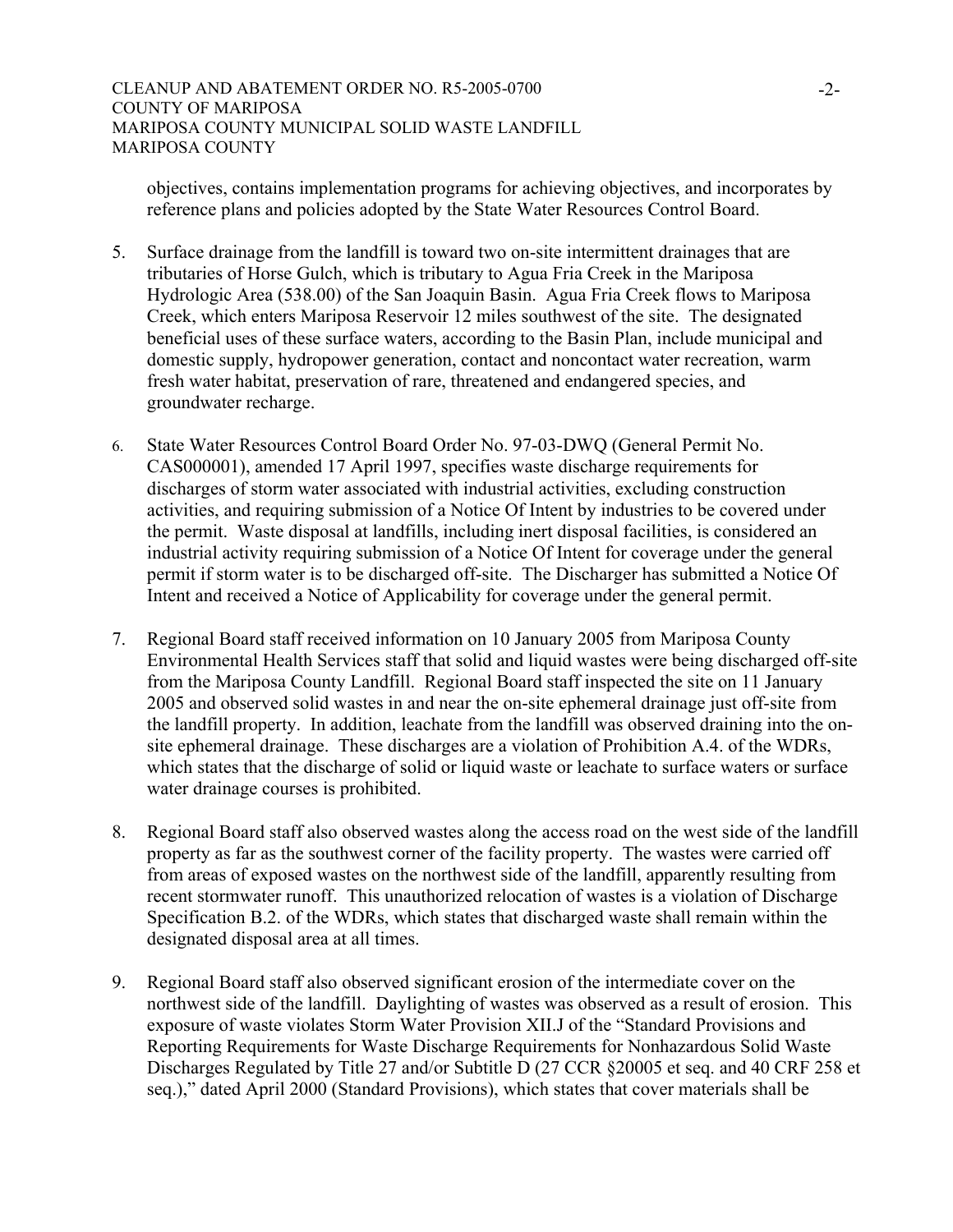objectives, contains implementation programs for achieving objectives, and incorporates by reference plans and policies adopted by the State Water Resources Control Board.

5. Surface drainage from the landfill is toward two on-site intermittent drainages that are tributaries of Horse Gulch, which is tributary to Agua Fria Creek in the Mariposa Hydrologic Area (538.00) of the San Joaquin Basin. Agua Fria Creek flows to Mariposa Creek, which enters Mariposa Reservoir 12 miles southwest of the site. The designated beneficial uses of these surface waters, according to the Basin Plan, include municipal and domestic supply, hydropower generation, contact and noncontact water recreation, warm fresh water habitat, preservation of rare, threatened and endangered species, and groundwater recharge.

6. State Water Resources Control Board Order No. 97-03-DWQ (General Permit No. CAS000001), amended 17 April 1997, specifies waste discharge requirements for discharges of storm water associated with industrial activities, excluding construction activities, and requiring submission of a Notice Of Intent by industries to be covered under the permit. Waste disposal at landfills, including inert disposal facilities, is considered an industrial activity requiring submission of a Notice Of Intent for coverage under the general permit if storm water is to be discharged off-site. The Discharger has submitted a Notice Of Intent and received a Notice of Applicability for coverage under the general permit.

7. Regional Board staff received information on 10 January 2005 from Mariposa County Environmental Health Services staff that solid and liquid wastes were being discharged off-site from the Mariposa County Landfill. Regional Board staff inspected the site on 11 January 2005 and observed solid wastes in and near the on-site ephemeral drainage just off-site from the landfill property. In addition, leachate from the landfill was observed draining into the on-site ephemeral drainage. These discharges are a violation of Prohibition A.4. of the WDRs, which states that the discharge of solid or liquid waste or leachate to surface waters or surface water drainage courses is prohibited.

8. Regional Board staff also observed wastes along the access road on the west side of the landfill property as far as the southwest corner of the facility property. The wastes were carried off from areas of exposed wastes on the northwest side of the landfill, apparently resulting from recent stormwater runoff. This unauthorized relocation of wastes is a violation of Discharge Specification B.2. of the WDRs, which states that discharged waste shall remain within the designated disposal area at all times.

9. Regional Board staff also observed significant erosion of the intermediate cover on the northwest side of the landfill. Daylighting of wastes was observed as a result of erosion. This exposure of waste violates Storm Water Provision XII.J of the "Standard Provisions and Reporting Requirements for Waste Discharge Requirements for Nonhazardous Solid Waste Discharges Regulated by Title 27 and/or Subtitle D (27 CCR §20005 et seq. and 40 CRF 258 et seq.)," dated April 2000 (Standard Provisions), which states that cover materials shall be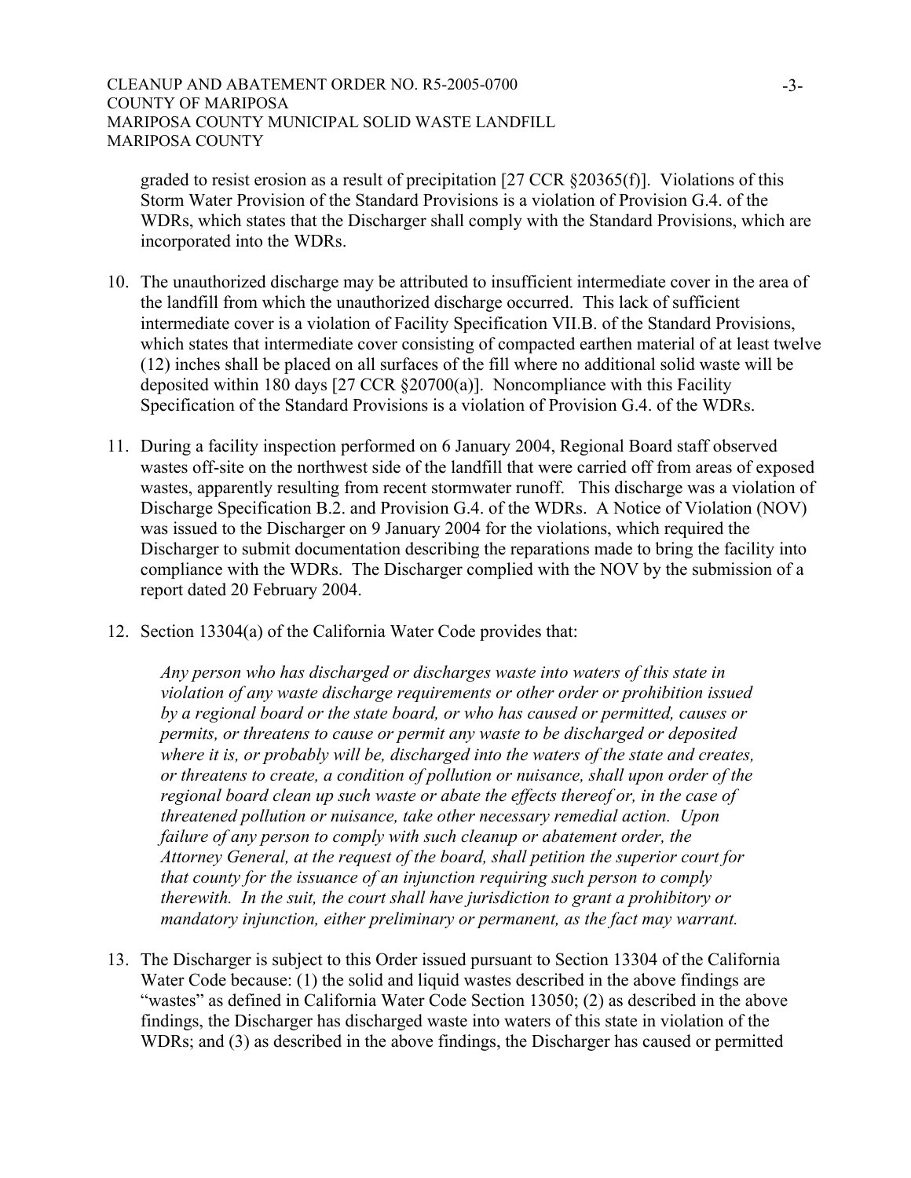graded to resist erosion as a result of precipitation [27 CCR §20365(f)]. Violations of this Storm Water Provision of the Standard Provisions is a violation of Provision G.4. of the WDRs, which states that the Discharger shall comply with the Standard Provisions, which are incorporated into the WDRs.

10. The unauthorized discharge may be attributed to insufficient intermediate cover in the area of the landfill from which the unauthorized discharge occurred. This lack of sufficient intermediate cover is a violation of Facility Specification VII.B. of the Standard Provisions, which states that intermediate cover consisting of compacted earthen material of at least twelve (12) inches shall be placed on all surfaces of the fill where no additional solid waste will be deposited within 180 days [27 CCR §20700(a)]. Noncompliance with this Facility Specification of the Standard Provisions is a violation of Provision G.4. of the WDRs.

11. During a facility inspection performed on 6 January 2004, Regional Board staff observed wastes off-site on the northwest side of the landfill that were carried off from areas of exposed wastes, apparently resulting from recent stormwater runoff. This discharge was a violation of Discharge Specification B.2. and Provision G.4. of the WDRs. A Notice of Violation (NOV) was issued to the Discharger on 9 January 2004 for the violations, which required the Discharger to submit documentation describing the reparations made to bring the facility into compliance with the WDRs. The Discharger complied with the NOV by the submission of a report dated 20 February 2004.

12. Section 13304(a) of the California Water Code provides that:

    *Any person who has discharged or discharges waste into waters of this state in violation of any waste discharge requirements or other order or prohibition issued by a regional board or the state board, or who has caused or permitted, causes or permits, or threatens to cause or permit any waste to be discharged or deposited where it is, or probably will be, discharged into the waters of the state and creates, or threatens to create, a condition of pollution or nuisance, shall upon order of the regional board clean up such waste or abate the effects thereof or, in the case of threatened pollution or nuisance, take other necessary remedial action. Upon failure of any person to comply with such cleanup or abatement order, the Attorney General, at the request of the board, shall petition the superior court for that county for the issuance of an injunction requiring such person to comply therewith. In the suit, the court shall have jurisdiction to grant a prohibitory or mandatory injunction, either preliminary or permanent, as the fact may warrant.*

13. The Discharger is subject to this Order issued pursuant to Section 13304 of the California Water Code because: (1) the solid and liquid wastes described in the above findings are "wastes" as defined in California Water Code Section 13050; (2) as described in the above findings, the Discharger has discharged waste into waters of this state in violation of the WDRs; and (3) as described in the above findings, the Discharger has caused or permitted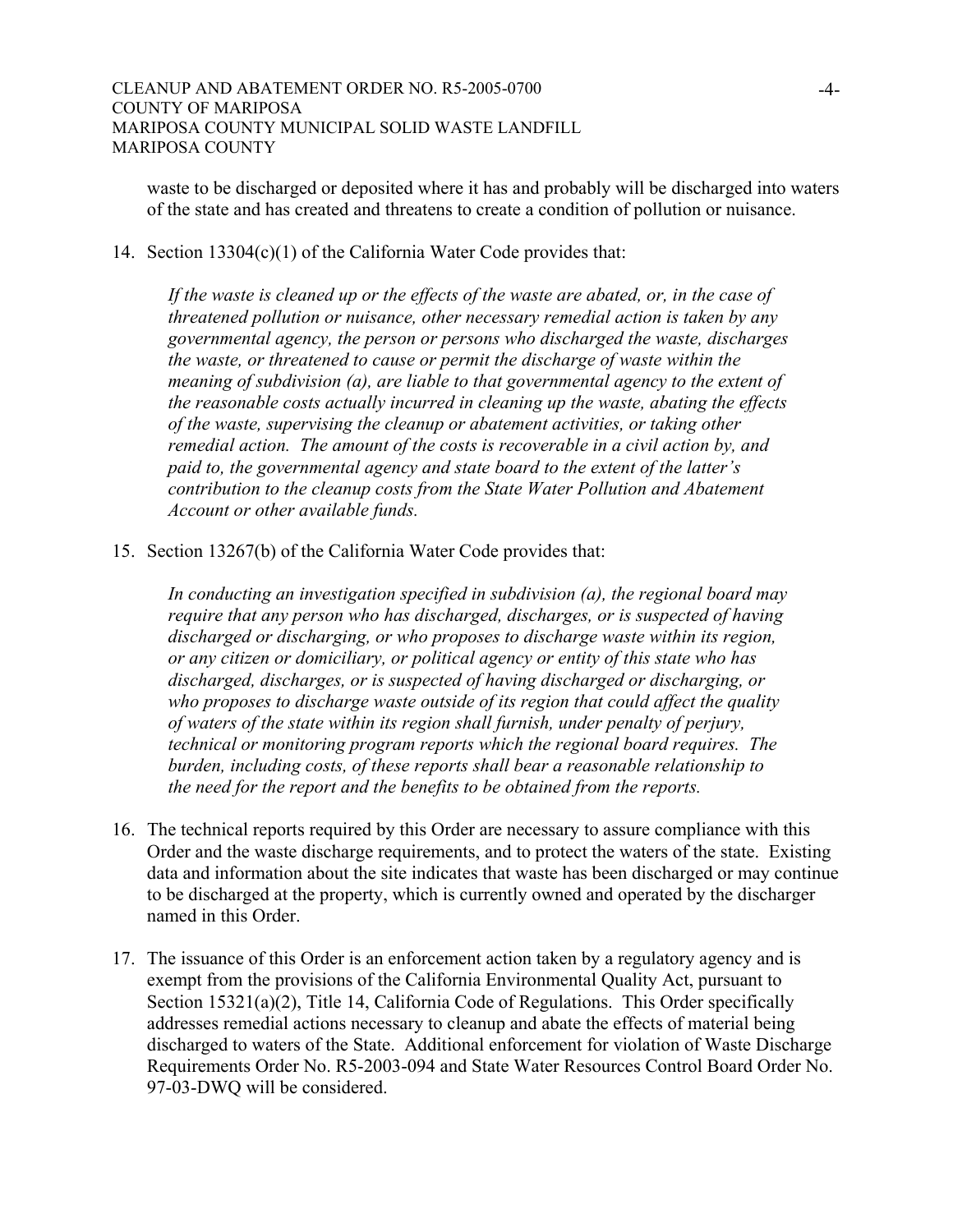waste to be discharged or deposited where it has and probably will be discharged into waters of the state and has created and threatens to create a condition of pollution or nuisance.

14. Section 13304(c)(1) of the California Water Code provides that:

    *If the waste is cleaned up or the effects of the waste are abated, or, in the case of threatened pollution or nuisance, other necessary remedial action is taken by any governmental agency, the person or persons who discharged the waste, discharges the waste, or threatened to cause or permit the discharge of waste within the meaning of subdivision (a), are liable to that governmental agency to the extent of the reasonable costs actually incurred in cleaning up the waste, abating the effects of the waste, supervising the cleanup or abatement activities, or taking other remedial action. The amount of the costs is recoverable in a civil action by, and paid to, the governmental agency and state board to the extent of the latter's contribution to the cleanup costs from the State Water Pollution and Abatement Account or other available funds.*

15. Section 13267(b) of the California Water Code provides that:

    *In conducting an investigation specified in subdivision (a), the regional board may require that any person who has discharged, discharges, or is suspected of having discharged or discharging, or who proposes to discharge waste within its region, or any citizen or domiciliary, or political agency or entity of this state who has discharged, discharges, or is suspected of having discharged or discharging, or who proposes to discharge waste outside of its region that could affect the quality of waters of the state within its region shall furnish, under penalty of perjury, technical or monitoring program reports which the regional board requires. The burden, including costs, of these reports shall bear a reasonable relationship to the need for the report and the benefits to be obtained from the reports.*

16. The technical reports required by this Order are necessary to assure compliance with this Order and the waste discharge requirements, and to protect the waters of the state. Existing data and information about the site indicates that waste has been discharged or may continue to be discharged at the property, which is currently owned and operated by the discharger named in this Order.

17. The issuance of this Order is an enforcement action taken by a regulatory agency and is exempt from the provisions of the California Environmental Quality Act, pursuant to Section 15321(a)(2), Title 14, California Code of Regulations. This Order specifically addresses remedial actions necessary to cleanup and abate the effects of material being discharged to waters of the State. Additional enforcement for violation of Waste Discharge Requirements Order No. R5-2003-094 and State Water Resources Control Board Order No. 97-03-DWQ will be considered.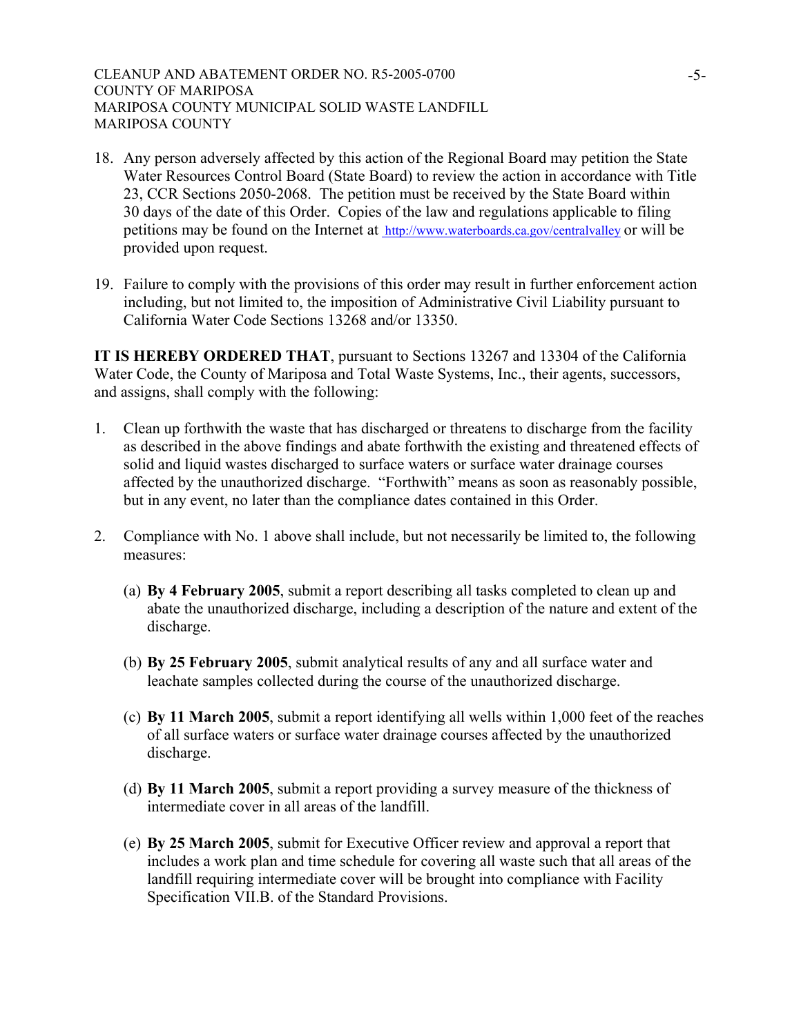18. Any person adversely affected by this action of the Regional Board may petition the State Water Resources Control Board (State Board) to review the action in accordance with Title 23, CCR Sections 2050-2068. The petition must be received by the State Board within 30 days of the date of this Order. Copies of the law and regulations applicable to filing petitions may be found on the Internet at http://www.waterboards.ca.gov/centralvalley or will be provided upon request.

19. Failure to comply with the provisions of this order may result in further enforcement action including, but not limited to, the imposition of Administrative Civil Liability pursuant to California Water Code Sections 13268 and/or 13350.

**IT IS HEREBY ORDERED THAT**, pursuant to Sections 13267 and 13304 of the California Water Code, the County of Mariposa and Total Waste Systems, Inc., their agents, successors, and assigns, shall comply with the following:

1. Clean up forthwith the waste that has discharged or threatens to discharge from the facility as described in the above findings and abate forthwith the existing and threatened effects of solid and liquid wastes discharged to surface waters or surface water drainage courses affected by the unauthorized discharge. "Forthwith" means as soon as reasonably possible, but in any event, no later than the compliance dates contained in this Order.

2. Compliance with No. 1 above shall include, but not necessarily be limited to, the following measures:

   (a) **By 4 February 2005**, submit a report describing all tasks completed to clean up and abate the unauthorized discharge, including a description of the nature and extent of the discharge.

   (b) **By 25 February 2005**, submit analytical results of any and all surface water and leachate samples collected during the course of the unauthorized discharge.

   (c) **By 11 March 2005**, submit a report identifying all wells within 1,000 feet of the reaches of all surface waters or surface water drainage courses affected by the unauthorized discharge.

   (d) **By 11 March 2005**, submit a report providing a survey measure of the thickness of intermediate cover in all areas of the landfill.

   (e) **By 25 March 2005**, submit for Executive Officer review and approval a report that includes a work plan and time schedule for covering all waste such that all areas of the landfill requiring intermediate cover will be brought into compliance with Facility Specification VII.B. of the Standard Provisions.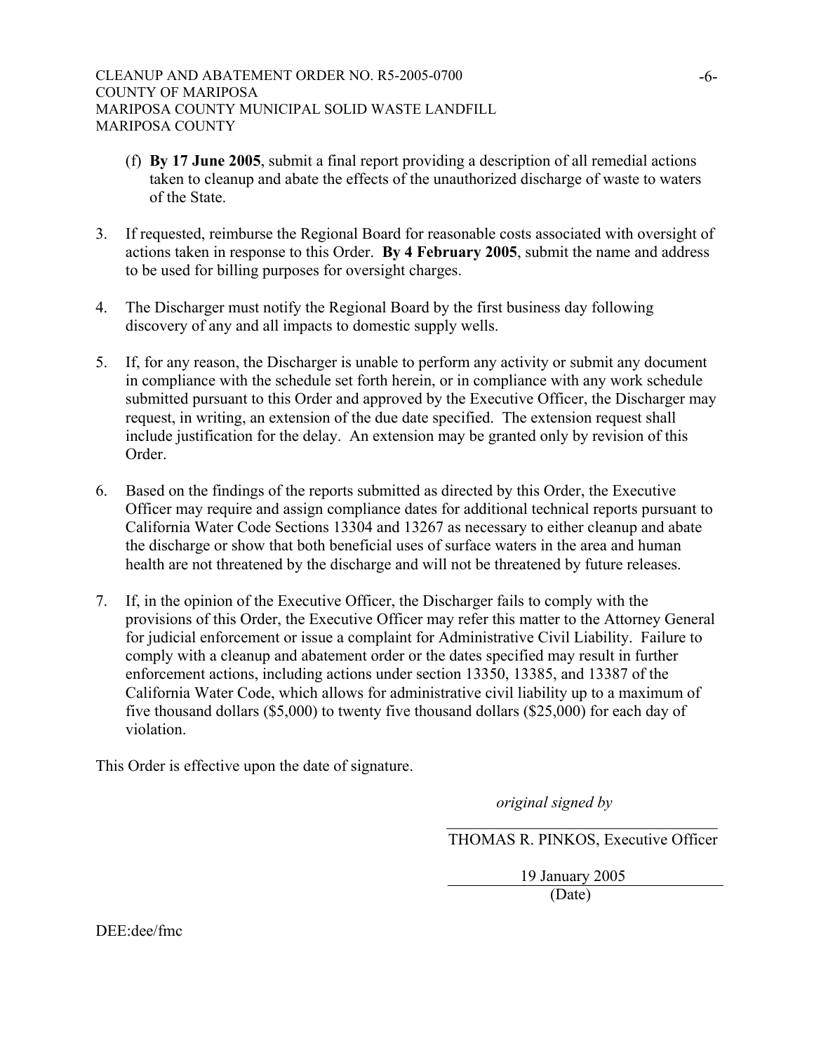(f) **By 17 June 2005**, submit a final report providing a description of all remedial actions taken to cleanup and abate the effects of the unauthorized discharge of waste to waters of the State.

3. If requested, reimburse the Regional Board for reasonable costs associated with oversight of actions taken in response to this Order. **By 4 February 2005**, submit the name and address to be used for billing purposes for oversight charges.

4. The Discharger must notify the Regional Board by the first business day following discovery of any and all impacts to domestic supply wells.

5. If, for any reason, the Discharger is unable to perform any activity or submit any document in compliance with the schedule set forth herein, or in compliance with any work schedule submitted pursuant to this Order and approved by the Executive Officer, the Discharger may request, in writing, an extension of the due date specified. The extension request shall include justification for the delay. An extension may be granted only by revision of this Order.

6. Based on the findings of the reports submitted as directed by this Order, the Executive Officer may require and assign compliance dates for additional technical reports pursuant to California Water Code Sections 13304 and 13267 as necessary to either cleanup and abate the discharge or show that both beneficial uses of surface waters in the area and human health are not threatened by the discharge and will not be threatened by future releases.

7. If, in the opinion of the Executive Officer, the Discharger fails to comply with the provisions of this Order, the Executive Officer may refer this matter to the Attorney General for judicial enforcement or issue a complaint for Administrative Civil Liability. Failure to comply with a cleanup and abatement order or the dates specified may result in further enforcement actions, including actions under section 13350, 13385, and 13387 of the California Water Code, which allows for administrative civil liability up to a maximum of five thousand dollars ($5,000) to twenty five thousand dollars ($25,000) for each day of violation.

This Order is effective upon the date of signature.

*original signed by*

THOMAS R. PINKOS, Executive Officer

19 January 2005
(Date)

DEE:dee/fmc